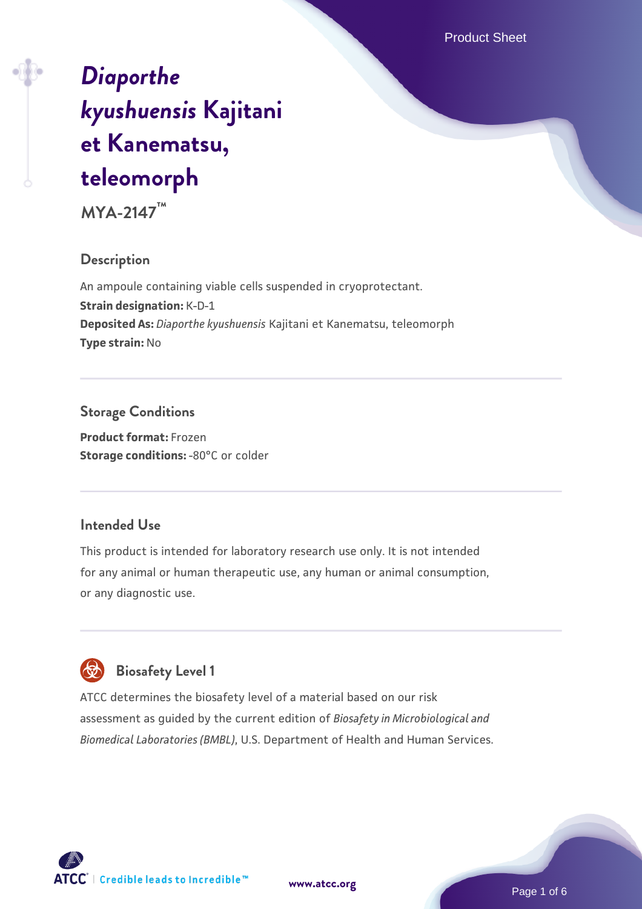# *Diaporthe kyushuensis* Kajitani et Kanematsu, teleomorph

**MYA-2147™**

## Description

An ampoule containing viable cells suspended in cryoprotectant.

**Strain designation:** K-D-1

**Deposited As:** *Diaporthe kyushuensis* Kajitani et Kanematsu, teleomorph

**Type strain:** No

## Storage Conditions

**Product format:** Frozen

**Storage conditions:** -80°C or colder

## Intended Use

This product is intended for laboratory research use only. It is not intended for any animal or human therapeutic use, any human or animal consumption, or any diagnostic use.

## Biosafety Level 1

ATCC determines the biosafety level of a material based on our risk assessment as guided by the current edition of *Biosafety in Microbiological and Biomedical Laboratories (BMBL)*, U.S. Department of Health and Human Services.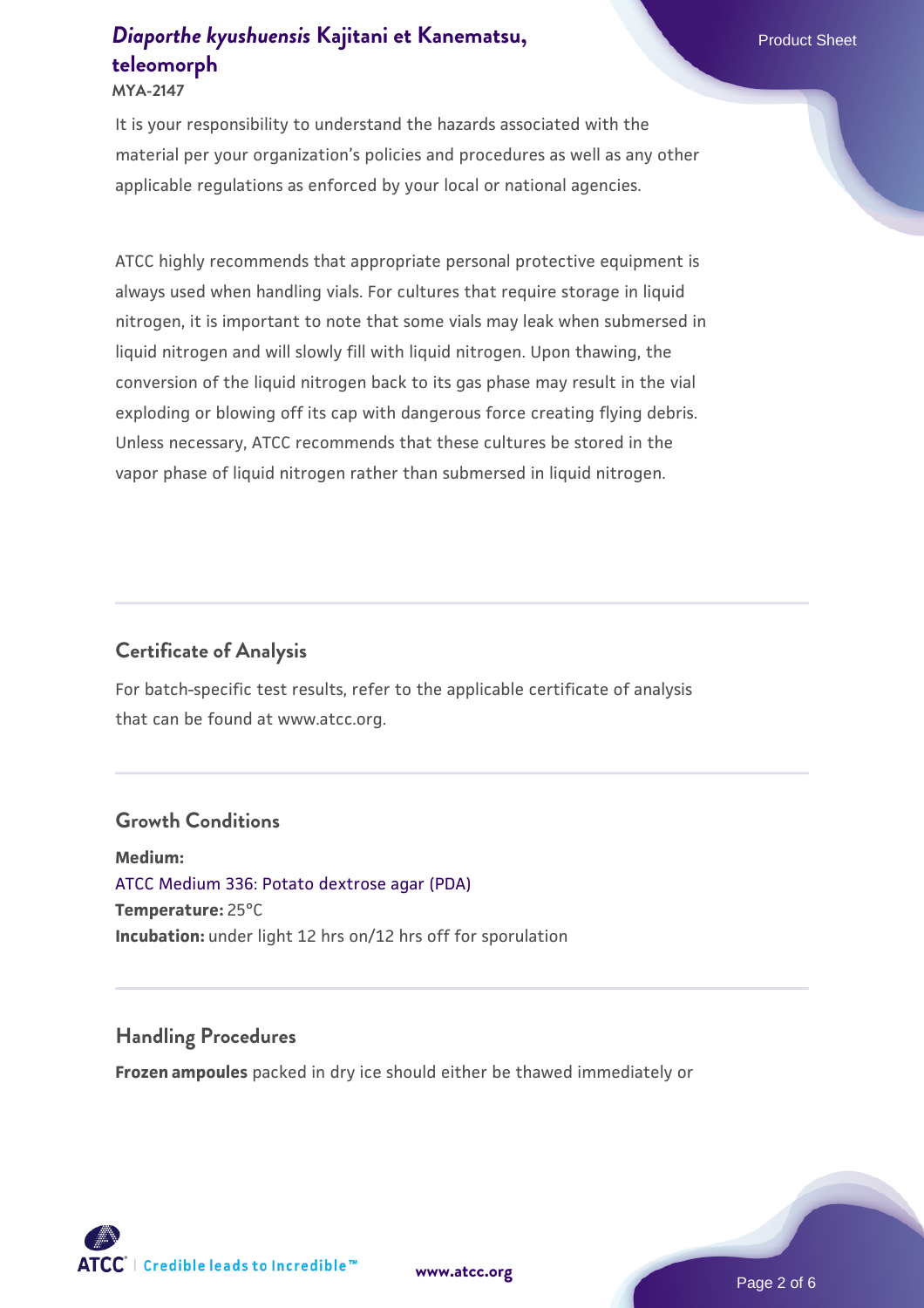It is your responsibility to understand the hazards associated with the material per your organization's policies and procedures as well as any other applicable regulations as enforced by your local or national agencies.

ATCC highly recommends that appropriate personal protective equipment is always used when handling vials. For cultures that require storage in liquid nitrogen, it is important to note that some vials may leak when submersed in liquid nitrogen and will slowly fill with liquid nitrogen. Upon thawing, the conversion of the liquid nitrogen back to its gas phase may result in the vial exploding or blowing off its cap with dangerous force creating flying debris. Unless necessary, ATCC recommends that these cultures be stored in the vapor phase of liquid nitrogen rather than submersed in liquid nitrogen.

## Certificate of Analysis

For batch-specific test results, refer to the applicable certificate of analysis that can be found at www.atcc.org.

## Growth Conditions

**Medium:**
ATCC Medium 336: Potato dextrose agar (PDA)
**Temperature:** 25°C
**Incubation:** under light 12 hrs on/12 hrs off for sporulation

## Handling Procedures

**Frozen ampoules** packed in dry ice should either be thawed immediately or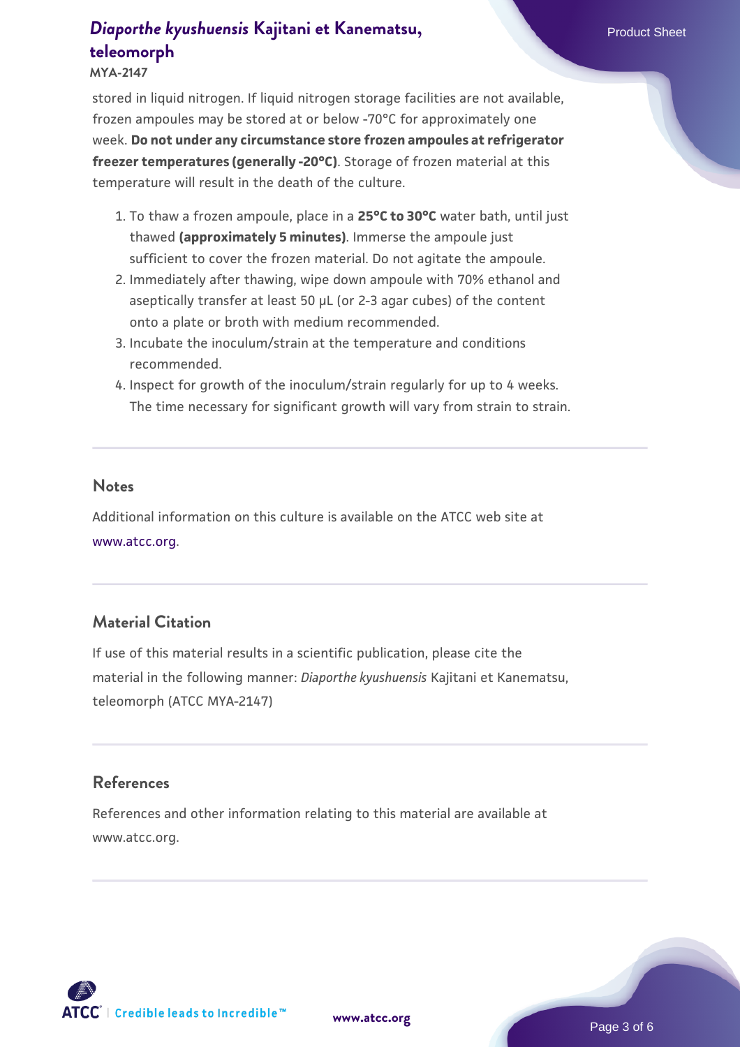stored in liquid nitrogen. If liquid nitrogen storage facilities are not available, frozen ampoules may be stored at or below -70°C for approximately one week. **Do not under any circumstance store frozen ampoules at refrigerator freezer temperatures (generally -20°C)**. Storage of frozen material at this temperature will result in the death of the culture.

1. To thaw a frozen ampoule, place in a **25°C to 30°C** water bath, until just thawed **(approximately 5 minutes)**. Immerse the ampoule just sufficient to cover the frozen material. Do not agitate the ampoule.
2. Immediately after thawing, wipe down ampoule with 70% ethanol and aseptically transfer at least 50 µL (or 2-3 agar cubes) of the content onto a plate or broth with medium recommended.
3. Incubate the inoculum/strain at the temperature and conditions recommended.
4. Inspect for growth of the inoculum/strain regularly for up to 4 weeks. The time necessary for significant growth will vary from strain to strain.

## Notes

Additional information on this culture is available on the ATCC web site at www.atcc.org.

## Material Citation

If use of this material results in a scientific publication, please cite the material in the following manner: *Diaporthe kyushuensis* Kajitani et Kanematsu, teleomorph (ATCC MYA-2147)

## References

References and other information relating to this material are available at www.atcc.org.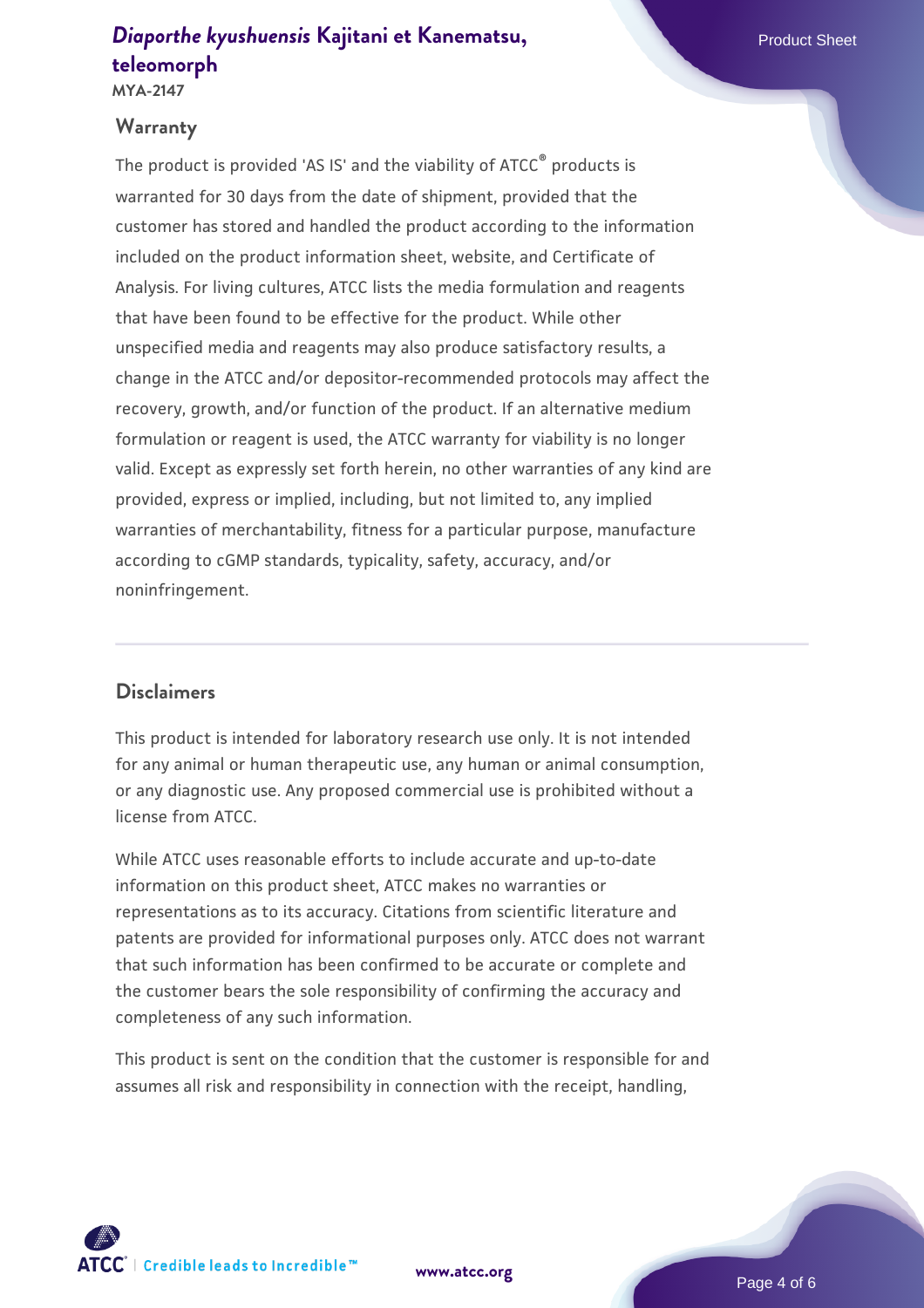## Warranty

The product is provided 'AS IS' and the viability of ATCC® products is warranted for 30 days from the date of shipment, provided that the customer has stored and handled the product according to the information included on the product information sheet, website, and Certificate of Analysis. For living cultures, ATCC lists the media formulation and reagents that have been found to be effective for the product. While other unspecified media and reagents may also produce satisfactory results, a change in the ATCC and/or depositor-recommended protocols may affect the recovery, growth, and/or function of the product. If an alternative medium formulation or reagent is used, the ATCC warranty for viability is no longer valid. Except as expressly set forth herein, no other warranties of any kind are provided, express or implied, including, but not limited to, any implied warranties of merchantability, fitness for a particular purpose, manufacture according to cGMP standards, typicality, safety, accuracy, and/or noninfringement.

## Disclaimers

This product is intended for laboratory research use only. It is not intended for any animal or human therapeutic use, any human or animal consumption, or any diagnostic use. Any proposed commercial use is prohibited without a license from ATCC.

While ATCC uses reasonable efforts to include accurate and up-to-date information on this product sheet, ATCC makes no warranties or representations as to its accuracy. Citations from scientific literature and patents are provided for informational purposes only. ATCC does not warrant that such information has been confirmed to be accurate or complete and the customer bears the sole responsibility of confirming the accuracy and completeness of any such information.

This product is sent on the condition that the customer is responsible for and assumes all risk and responsibility in connection with the receipt, handling,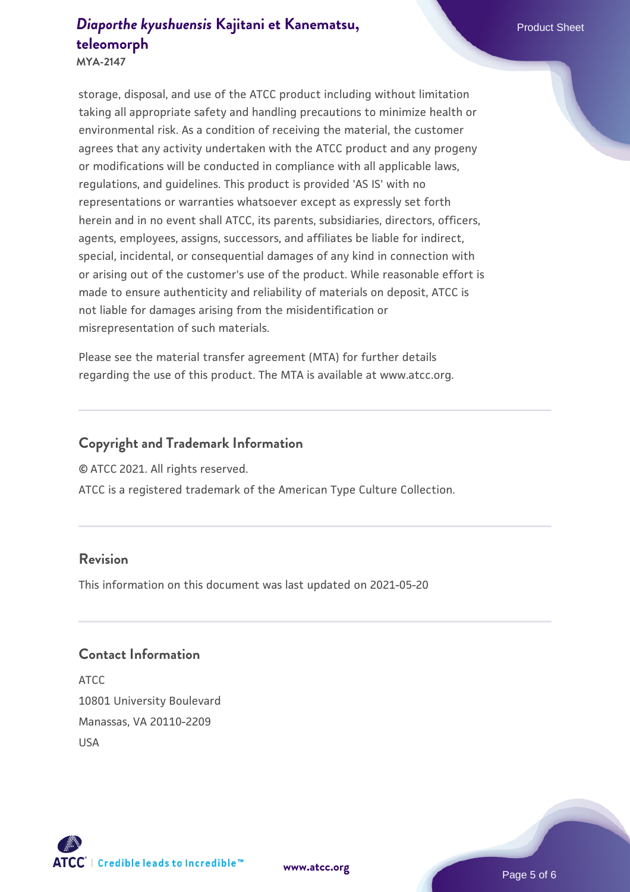storage, disposal, and use of the ATCC product including without limitation taking all appropriate safety and handling precautions to minimize health or environmental risk. As a condition of receiving the material, the customer agrees that any activity undertaken with the ATCC product and any progeny or modifications will be conducted in compliance with all applicable laws, regulations, and guidelines. This product is provided 'AS IS' with no representations or warranties whatsoever except as expressly set forth herein and in no event shall ATCC, its parents, subsidiaries, directors, officers, agents, employees, assigns, successors, and affiliates be liable for indirect, special, incidental, or consequential damages of any kind in connection with or arising out of the customer's use of the product. While reasonable effort is made to ensure authenticity and reliability of materials on deposit, ATCC is not liable for damages arising from the misidentification or misrepresentation of such materials.

Please see the material transfer agreement (MTA) for further details regarding the use of this product. The MTA is available at www.atcc.org.

## Copyright and Trademark Information

© ATCC 2021. All rights reserved.

ATCC is a registered trademark of the American Type Culture Collection.

## Revision

This information on this document was last updated on 2021-05-20

## Contact Information

ATCC
10801 University Boulevard
Manassas, VA 20110-2209
USA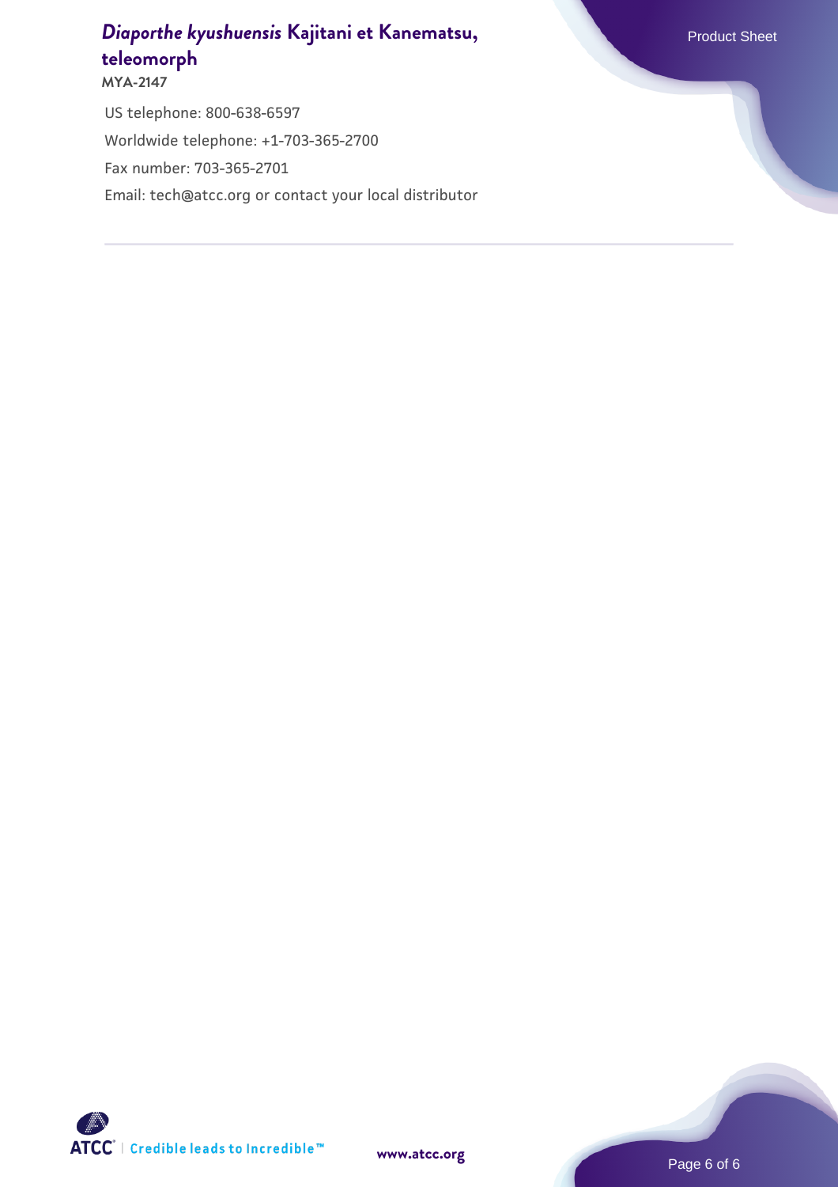US telephone: 800-638-6597

Worldwide telephone: +1-703-365-2700

Fax number: 703-365-2701

Email: tech@atcc.org or contact your local distributor